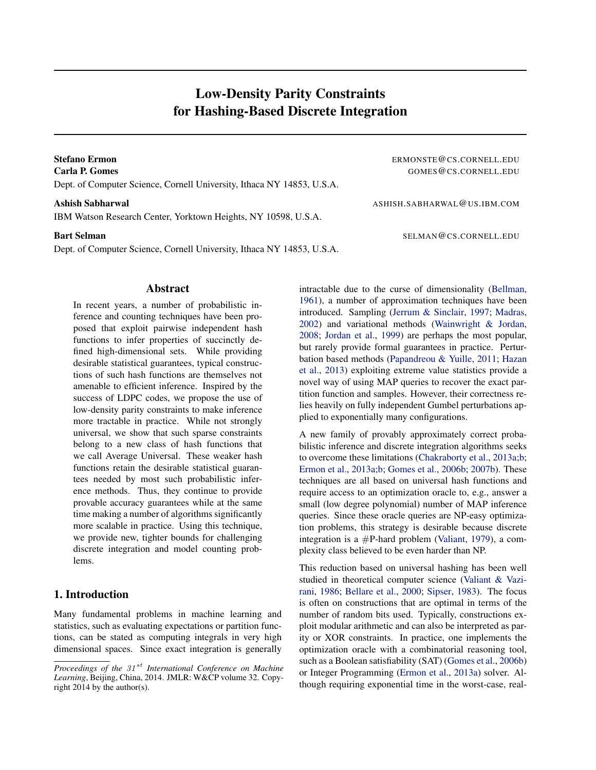# Low-Density Parity Constraints for Hashing-Based Discrete Integration

**Stefano Ermon** ERMONSTE@CS.CORNELL.EDU
**Carla P. Gomes** GOMES@CS.CORNELL.EDU
Dept. of Computer Science, Cornell University, Ithaca NY 14853, U.S.A.

**Ashish Sabharwal** ASHISH.SABHARWAL@US.IBM.COM
IBM Watson Research Center, Yorktown Heights, NY 10598, U.S.A.

**Bart Selman** SELMAN@CS.CORNELL.EDU
Dept. of Computer Science, Cornell University, Ithaca NY 14853, U.S.A.

## Abstract

In recent years, a number of probabilistic inference and counting techniques have been proposed that exploit pairwise independent hash functions to infer properties of succinctly defined high-dimensional sets. While providing desirable statistical guarantees, typical constructions of such hash functions are themselves not amenable to efficient inference. Inspired by the success of LDPC codes, we propose the use of low-density parity constraints to make inference more tractable in practice. While not strongly universal, we show that such sparse constraints belong to a new class of hash functions that we call Average Universal. These weaker hash functions retain the desirable statistical guarantees needed by most such probabilistic inference methods. Thus, they continue to provide provable accuracy guarantees while at the same time making a number of algorithms significantly more scalable in practice. Using this technique, we provide new, tighter bounds for challenging discrete integration and model counting problems.

## 1. Introduction

Many fundamental problems in machine learning and statistics, such as evaluating expectations or partition functions, can be stated as computing integrals in very high dimensional spaces. Since exact integration is generally intractable due to the curse of dimensionality (Bellman, 1961), a number of approximation techniques have been introduced. Sampling (Jerrum & Sinclair, 1997; Madras, 2002) and variational methods (Wainwright & Jordan, 2008; Jordan et al., 1999) are perhaps the most popular, but rarely provide formal guarantees in practice. Perturbation based methods (Papandreou & Yuille, 2011; Hazan et al., 2013) exploiting extreme value statistics provide a novel way of using MAP queries to recover the exact partition function and samples. However, their correctness relies heavily on fully independent Gumbel perturbations applied to exponentially many configurations.

A new family of provably approximately correct probabilistic inference and discrete integration algorithms seeks to overcome these limitations (Chakraborty et al., 2013a;b; Ermon et al., 2013a;b; Gomes et al., 2006b; 2007b). These techniques are all based on universal hash functions and require access to an optimization oracle to, e.g., answer a small (low degree polynomial) number of MAP inference queries. Since these oracle queries are NP-easy optimization problems, this strategy is desirable because discrete integration is a #P-hard problem (Valiant, 1979), a complexity class believed to be even harder than NP.

This reduction based on universal hashing has been well studied in theoretical computer science (Valiant & Vazirani, 1986; Bellare et al., 2000; Sipser, 1983). The focus is often on constructions that are optimal in terms of the number of random bits used. Typically, constructions exploit modular arithmetic and can also be interpreted as parity or XOR constraints. In practice, one implements the optimization oracle with a combinatorial reasoning tool, such as a Boolean satisfiability (SAT) (Gomes et al., 2006b) or Integer Programming (Ermon et al., 2013a) solver. Although requiring exponential time in the worst-case, real-

*Proceedings of the 31st International Conference on Machine Learning*, Beijing, China, 2014. JMLR: W&CP volume 32. Copyright 2014 by the author(s).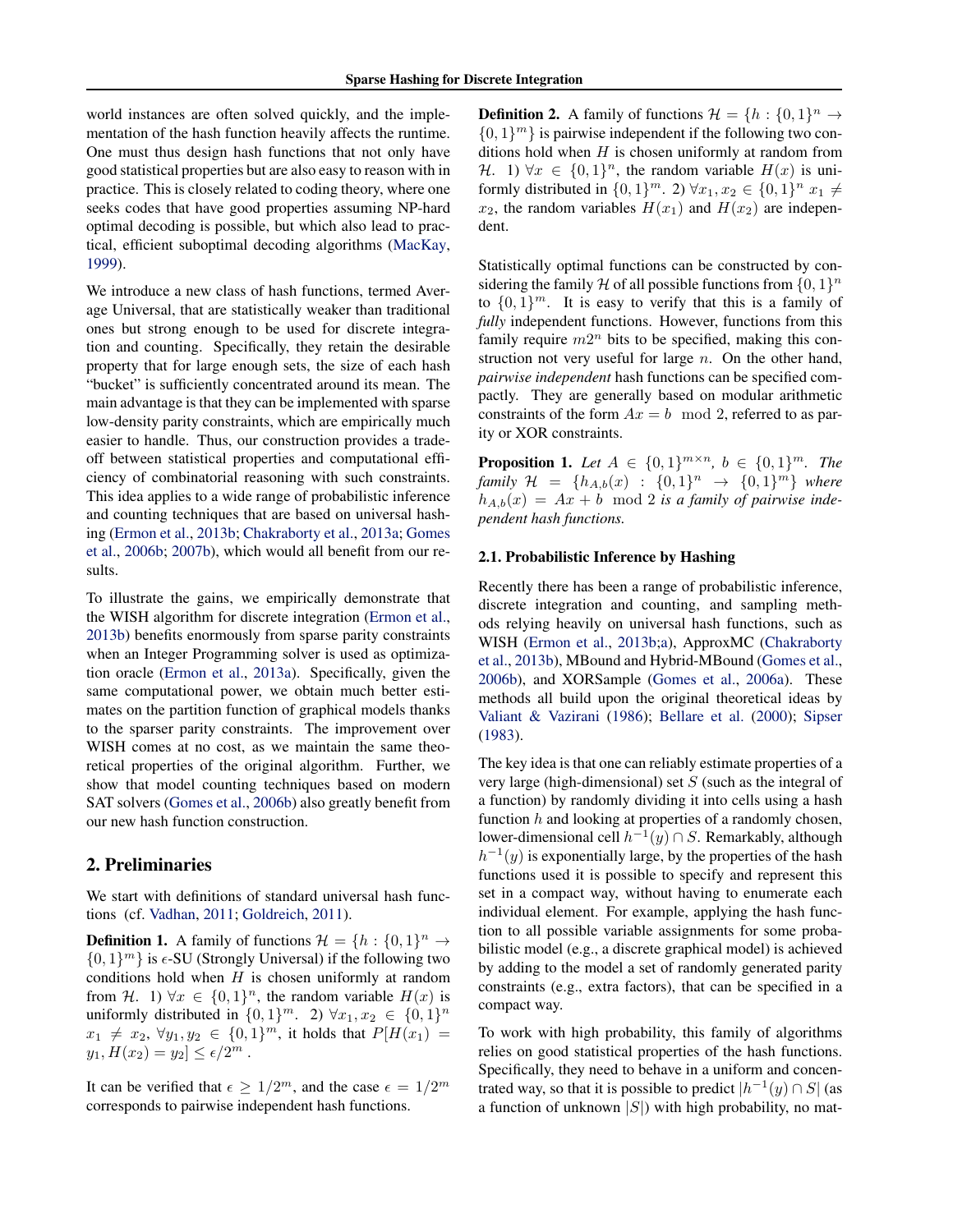world instances are often solved quickly, and the implementation of the hash function heavily affects the runtime. One must thus design hash functions that not only have good statistical properties but are also easy to reason with in practice. This is closely related to coding theory, where one seeks codes that have good properties assuming NP-hard optimal decoding is possible, but which also lead to practical, efficient suboptimal decoding algorithms (MacKay, 1999).

We introduce a new class of hash functions, termed Average Universal, that are statistically weaker than traditional ones but strong enough to be used for discrete integration and counting. Specifically, they retain the desirable property that for large enough sets, the size of each hash "bucket" is sufficiently concentrated around its mean. The main advantage is that they can be implemented with sparse low-density parity constraints, which are empirically much easier to handle. Thus, our construction provides a tradeoff between statistical properties and computational efficiency of combinatorial reasoning with such constraints. This idea applies to a wide range of probabilistic inference and counting techniques that are based on universal hashing (Ermon et al., 2013b; Chakraborty et al., 2013a; Gomes et al., 2006b; 2007b), which would all benefit from our results.

To illustrate the gains, we empirically demonstrate that the WISH algorithm for discrete integration (Ermon et al., 2013b) benefits enormously from sparse parity constraints when an Integer Programming solver is used as optimization oracle (Ermon et al., 2013a). Specifically, given the same computational power, we obtain much better estimates on the partition function of graphical models thanks to the sparser parity constraints. The improvement over WISH comes at no cost, as we maintain the same theoretical properties of the original algorithm. Further, we show that model counting techniques based on modern SAT solvers (Gomes et al., 2006b) also greatly benefit from our new hash function construction.

## 2. Preliminaries

We start with definitions of standard universal hash functions (cf. Vadhan, 2011; Goldreich, 2011).

**Definition 1.** A family of functions $\mathcal{H} = \{h : \{0,1\}^n \rightarrow \{0,1\}^m\}$ is $\epsilon$-SU (Strongly Universal) if the following two conditions hold when $H$ is chosen uniformly at random from $\mathcal{H}$. 1) $\forall x \in \{0,1\}^n$, the random variable $H(x)$ is uniformly distributed in $\{0,1\}^m$. 2) $\forall x_1, x_2 \in \{0,1\}^n$ $x_1 \neq x_2$, $\forall y_1, y_2 \in \{0,1\}^m$, it holds that $P[H(x_1) = y_1, H(x_2) = y_2] \leq \epsilon/2^m$ .

It can be verified that $\epsilon \geq 1/2^m$, and the case $\epsilon = 1/2^m$ corresponds to pairwise independent hash functions.

**Definition 2.** A family of functions $\mathcal{H} = \{h : \{0,1\}^n \rightarrow \{0,1\}^m\}$ is pairwise independent if the following two conditions hold when $H$ is chosen uniformly at random from $\mathcal{H}$. 1) $\forall x \in \{0,1\}^n$, the random variable $H(x)$ is uniformly distributed in $\{0,1\}^m$. 2) $\forall x_1, x_2 \in \{0,1\}^n$ $x_1 \neq x_2$, the random variables $H(x_1)$ and $H(x_2)$ are independent.

Statistically optimal functions can be constructed by considering the family $\mathcal{H}$ of all possible functions from $\{0,1\}^n$ to $\{0,1\}^m$. It is easy to verify that this is a family of *fully* independent functions. However, functions from this family require $m2^n$ bits to be specified, making this construction not very useful for large $n$. On the other hand, *pairwise independent* hash functions can be specified compactly. They are generally based on modular arithmetic constraints of the form $Ax = b \mod 2$, referred to as parity or XOR constraints.

**Proposition 1.** *Let $A \in \{0,1\}^{m \times n}$, $b \in \{0,1\}^m$. The family $\mathcal{H} = \{h_{A,b}(x) : \{0,1\}^n \rightarrow \{0,1\}^m\}$ where $h_{A,b}(x) = Ax + b \mod 2$ is a family of pairwise independent hash functions.*

### 2.1. Probabilistic Inference by Hashing

Recently there has been a range of probabilistic inference, discrete integration and counting, and sampling methods relying heavily on universal hash functions, such as WISH (Ermon et al., 2013b;a), ApproxMC (Chakraborty et al., 2013b), MBound and Hybrid-MBound (Gomes et al., 2006b), and XORSample (Gomes et al., 2006a). These methods all build upon the original theoretical ideas by Valiant & Vazirani (1986); Bellare et al. (2000); Sipser (1983).

The key idea is that one can reliably estimate properties of a very large (high-dimensional) set $S$ (such as the integral of a function) by randomly dividing it into cells using a hash function $h$ and looking at properties of a randomly chosen, lower-dimensional cell $h^{-1}(y) \cap S$. Remarkably, although $h^{-1}(y)$ is exponentially large, by the properties of the hash functions used it is possible to specify and represent this set in a compact way, without having to enumerate each individual element. For example, applying the hash function to all possible variable assignments for some probabilistic model (e.g., a discrete graphical model) is achieved by adding to the model a set of randomly generated parity constraints (e.g., extra factors), that can be specified in a compact way.

To work with high probability, this family of algorithms relies on good statistical properties of the hash functions. Specifically, they need to behave in a uniform and concentrated way, so that it is possible to predict $|h^{-1}(y) \cap S|$ (as a function of unknown $|S|$) with high probability, no mat-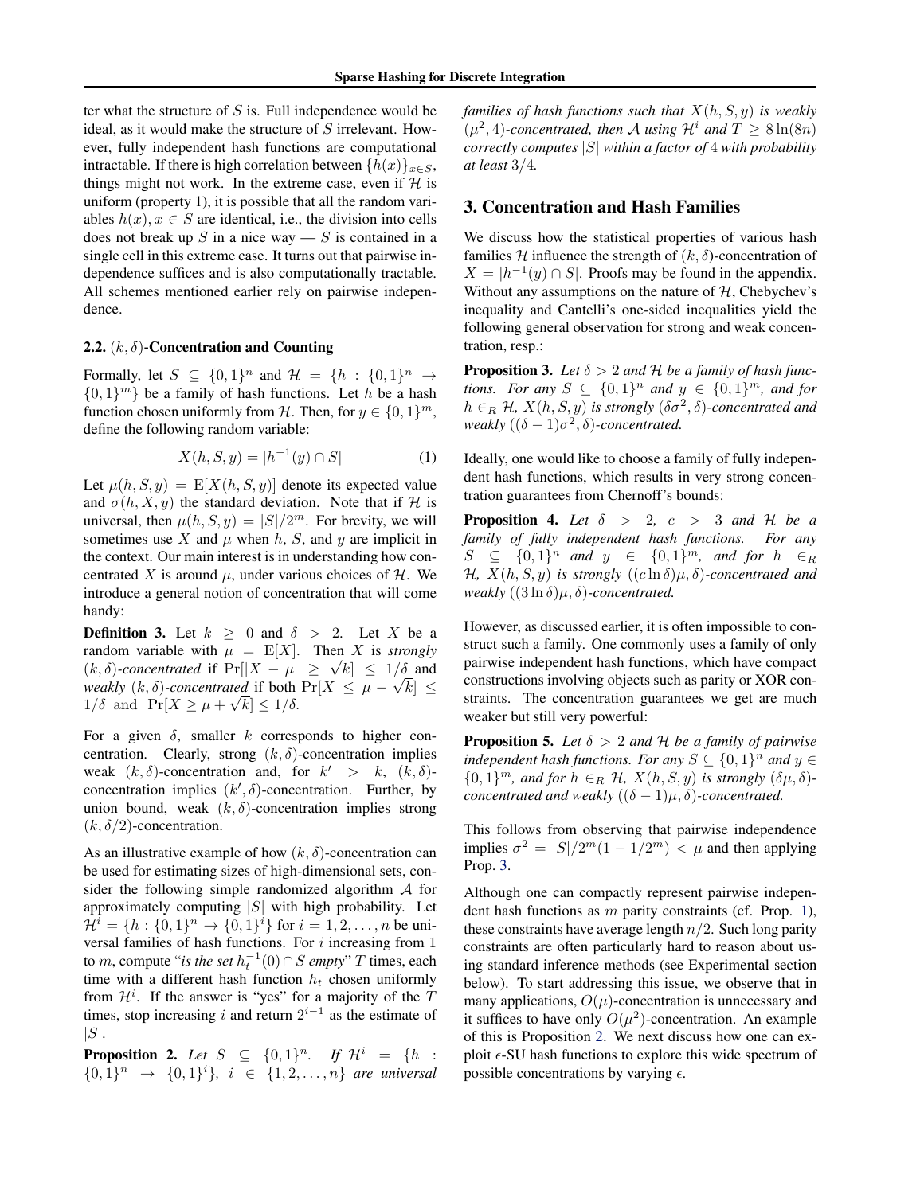ter what the structure of $S$ is. Full independence would be ideal, as it would make the structure of $S$ irrelevant. However, fully independent hash functions are computational intractable. If there is high correlation between $\{h(x)\}_{x\in S}$, things might not work. In the extreme case, even if $\mathcal{H}$ is uniform (property 1), it is possible that all the random variables $h(x), x \in S$ are identical, i.e., the division into cells does not break up $S$ in a nice way — $S$ is contained in a single cell in this extreme case. It turns out that pairwise independence suffices and is also computationally tractable. All schemes mentioned earlier rely on pairwise independence.

### 2.2. $(k, \delta)$-Concentration and Counting

Formally, let $S \subseteq \{0,1\}^n$ and $\mathcal{H} = \{h : \{0,1\}^n \to \{0,1\}^m\}$ be a family of hash functions. Let $h$ be a hash function chosen uniformly from $\mathcal{H}$. Then, for $y \in \{0,1\}^m$, define the following random variable:

$$X(h, S, y) = |h^{-1}(y) \cap S| \tag{1}$$

Let $\mu(h, S, y) = \mathrm{E}[X(h, S, y)]$ denote its expected value and $\sigma(h, X, y)$ the standard deviation. Note that if $\mathcal{H}$ is universal, then $\mu(h, S, y) = |S|/2^m$. For brevity, we will sometimes use $X$ and $\mu$ when $h$, $S$, and $y$ are implicit in the context. Our main interest is in understanding how concentrated $X$ is around $\mu$, under various choices of $\mathcal{H}$. We introduce a general notion of concentration that will come handy:

**Definition 3.** Let $k \geq 0$ and $\delta > 2$. Let $X$ be a random variable with $\mu = \mathrm{E}[X]$. Then $X$ is *strongly $(k, \delta)$-concentrated* if $\Pr[|X - \mu| \geq \sqrt{k}] \leq 1/\delta$ and *weakly $(k, \delta)$-concentrated* if both $\Pr[X \leq \mu - \sqrt{k}] \leq 1/\delta$ and $\Pr[X \geq \mu + \sqrt{k}] \leq 1/\delta$.

For a given $\delta$, smaller $k$ corresponds to higher concentration. Clearly, strong $(k, \delta)$-concentration implies weak $(k, \delta)$-concentration and, for $k' > k$, $(k, \delta)$-concentration implies $(k', \delta)$-concentration. Further, by union bound, weak $(k, \delta)$-concentration implies strong $(k, \delta/2)$-concentration.

As an illustrative example of how $(k, \delta)$-concentration can be used for estimating sizes of high-dimensional sets, consider the following simple randomized algorithm $\mathcal{A}$ for approximately computing $|S|$ with high probability. Let $\mathcal{H}^i = \{h : \{0,1\}^n \to \{0,1\}^i\}$ for $i = 1, 2, \ldots, n$ be universal families of hash functions. For $i$ increasing from 1 to $m$, compute "*is the set $h_t^{-1}(0) \cap S$ empty*" $T$ times, each time with a different hash function $h_t$ chosen uniformly from $\mathcal{H}^i$. If the answer is "yes" for a majority of the $T$ times, stop increasing $i$ and return $2^{i-1}$ as the estimate of $|S|$.

**Proposition 2.** *Let $S \subseteq \{0,1\}^n$. If $\mathcal{H}^i = \{h : \{0,1\}^n \to \{0,1\}^i\}$, $i \in \{1, 2, \ldots, n\}$ are universal families of hash functions such that $X(h, S, y)$ is weakly $(\mu^2, 4)$-concentrated, then $\mathcal{A}$ using $\mathcal{H}^i$ and $T \geq 8\ln(8n)$ correctly computes $|S|$ within a factor of 4 with probability at least $3/4$.*

## 3. Concentration and Hash Families

We discuss how the statistical properties of various hash families $\mathcal{H}$ influence the strength of $(k, \delta)$-concentration of $X = |h^{-1}(y) \cap S|$. Proofs may be found in the appendix. Without any assumptions on the nature of $\mathcal{H}$, Chebychev's inequality and Cantelli's one-sided inequalities yield the following general observation for strong and weak concentration, resp.:

**Proposition 3.** *Let $\delta > 2$ and $\mathcal{H}$ be a family of hash functions. For any $S \subseteq \{0,1\}^n$ and $y \in \{0,1\}^m$, and for $h \in_R \mathcal{H}$, $X(h, S, y)$ is strongly $(\delta\sigma^2, \delta)$-concentrated and weakly $((\delta - 1)\sigma^2, \delta)$-concentrated.*

Ideally, one would like to choose a family of fully independent hash functions, which results in very strong concentration guarantees from Chernoff's bounds:

**Proposition 4.** *Let $\delta > 2$, $c > 3$ and $\mathcal{H}$ be a family of fully independent hash functions. For any $S \subseteq \{0,1\}^n$ and $y \in \{0,1\}^m$, and for $h \in_R \mathcal{H}$, $X(h, S, y)$ is strongly $((c\ln\delta)\mu, \delta)$-concentrated and weakly $((3\ln\delta)\mu, \delta)$-concentrated.*

However, as discussed earlier, it is often impossible to construct such a family. One commonly uses a family of only pairwise independent hash functions, which have compact constructions involving objects such as parity or XOR constraints. The concentration guarantees we get are much weaker but still very powerful:

**Proposition 5.** *Let $\delta > 2$ and $\mathcal{H}$ be a family of pairwise independent hash functions. For any $S \subseteq \{0,1\}^n$ and $y \in \{0,1\}^m$, and for $h \in_R \mathcal{H}$, $X(h, S, y)$ is strongly $(\delta\mu, \delta)$-concentrated and weakly $((\delta - 1)\mu, \delta)$-concentrated.*

This follows from observing that pairwise independence implies $\sigma^2 = |S|/2^m(1 - 1/2^m) < \mu$ and then applying Prop. 3.

Although one can compactly represent pairwise independent hash functions as $m$ parity constraints (cf. Prop. 1), these constraints have average length $n/2$. Such long parity constraints are often particularly hard to reason about using standard inference methods (see Experimental section below). To start addressing this issue, we observe that in many applications, $O(\mu)$-concentration is unnecessary and it suffices to have only $O(\mu^2)$-concentration. An example of this is Proposition 2. We next discuss how one can exploit $\epsilon$-SU hash functions to explore this wide spectrum of possible concentrations by varying $\epsilon$.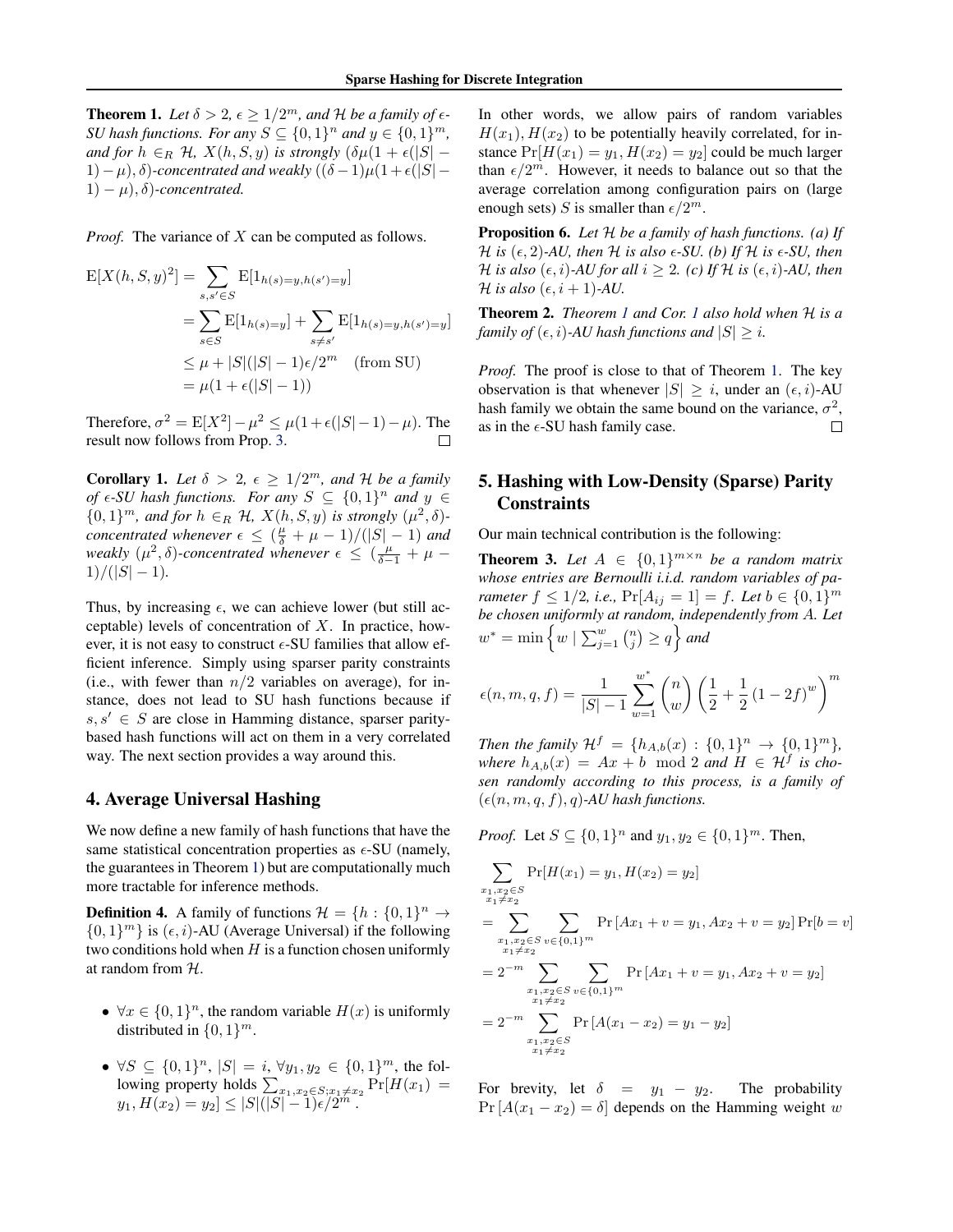**Theorem 1.** *Let $\delta > 2$, $\epsilon \geq 1/2^m$, and $\mathcal{H}$ be a family of $\epsilon$-SU hash functions. For any $S \subseteq \{0,1\}^n$ and $y \in \{0,1\}^m$, and for $h \in_R \mathcal{H}$, $X(h,S,y)$ is strongly $(\delta\mu(1+\epsilon(|S|-1)-\mu), \delta)$-concentrated and weakly $((\delta-1)\mu(1+\epsilon(|S|-1)-\mu), \delta)$-concentrated.*

*Proof.* The variance of $X$ can be computed as follows.

$$
\begin{aligned}
\mathrm{E}[X(h,S,y)^2] &= \sum_{s,s' \in S} \mathrm{E}[1_{h(s)=y, h(s')=y}] \\
&= \sum_{s \in S} \mathrm{E}[1_{h(s)=y}] + \sum_{s \neq s'} \mathrm{E}[1_{h(s)=y, h(s')=y}] \\
&\leq \mu + |S|(|S|-1)\epsilon/2^m \quad \text{(from SU)} \\
&= \mu(1+\epsilon(|S|-1))
\end{aligned}
$$

Therefore, $\sigma^2 = \mathrm{E}[X^2] - \mu^2 \leq \mu(1+\epsilon(|S|-1)-\mu)$. The result now follows from Prop. 3. $\square$

**Corollary 1.** *Let $\delta > 2$, $\epsilon \geq 1/2^m$, and $\mathcal{H}$ be a family of $\epsilon$-SU hash functions. For any $S \subseteq \{0,1\}^n$ and $y \in \{0,1\}^m$, and for $h \in_R \mathcal{H}$, $X(h,S,y)$ is strongly $(\mu^2, \delta)$-concentrated whenever $\epsilon \leq (\frac{\mu}{\delta} + \mu - 1)/(|S|-1)$ and weakly $(\mu^2, \delta)$-concentrated whenever $\epsilon \leq (\frac{\mu}{\delta-1} + \mu - 1)/(|S|-1)$.*

Thus, by increasing $\epsilon$, we can achieve lower (but still acceptable) levels of concentration of $X$. In practice, however, it is not easy to construct $\epsilon$-SU families that allow efficient inference. Simply using sparser parity constraints (i.e., with fewer than $n/2$ variables on average), for instance, does not lead to SU hash functions because if $s, s' \in S$ are close in Hamming distance, sparser parity-based hash functions will act on them in a very correlated way. The next section provides a way around this.

## 4. Average Universal Hashing

We now define a new family of hash functions that have the same statistical concentration properties as $\epsilon$-SU (namely, the guarantees in Theorem 1) but are computationally much more tractable for inference methods.

**Definition 4.** A family of functions $\mathcal{H} = \{h : \{0,1\}^n \to \{0,1\}^m\}$ is $(\epsilon, i)$-AU (Average Universal) if the following two conditions hold when $H$ is a function chosen uniformly at random from $\mathcal{H}$.

- $\forall x \in \{0,1\}^n$, the random variable $H(x)$ is uniformly distributed in $\{0,1\}^m$.
- $\forall S \subseteq \{0,1\}^n$, $|S| = i$, $\forall y_1, y_2 \in \{0,1\}^m$, the following property holds $\sum_{x_1, x_2 \in S; x_1 \neq x_2} \Pr[H(x_1) = y_1, H(x_2) = y_2] \leq |S|(|S|-1)\epsilon/2^m$.

In other words, we allow pairs of random variables $H(x_1), H(x_2)$ to be potentially heavily correlated, for instance $\Pr[H(x_1) = y_1, H(x_2) = y_2]$ could be much larger than $\epsilon/2^m$. However, it needs to balance out so that the average correlation among configuration pairs on (large enough sets) $S$ is smaller than $\epsilon/2^m$.

**Proposition 6.** *Let $\mathcal{H}$ be a family of hash functions. (a) If $\mathcal{H}$ is $(\epsilon, 2)$-AU, then $\mathcal{H}$ is also $\epsilon$-SU. (b) If $\mathcal{H}$ is $\epsilon$-SU, then $\mathcal{H}$ is also $(\epsilon, i)$-AU for all $i \geq 2$. (c) If $\mathcal{H}$ is $(\epsilon, i)$-AU, then $\mathcal{H}$ is also $(\epsilon, i+1)$-AU.*

**Theorem 2.** *Theorem 1 and Cor. 1 also hold when $\mathcal{H}$ is a family of $(\epsilon, i)$-AU hash functions and $|S| \geq i$.*

*Proof.* The proof is close to that of Theorem 1. The key observation is that whenever $|S| \geq i$, under an $(\epsilon, i)$-AU hash family we obtain the same bound on the variance, $\sigma^2$, as in the $\epsilon$-SU hash family case. $\square$

## 5. Hashing with Low-Density (Sparse) Parity Constraints

Our main technical contribution is the following:

**Theorem 3.** *Let $A \in \{0,1\}^{m \times n}$ be a random matrix whose entries are Bernoulli i.i.d. random variables of parameter $f \leq 1/2$, i.e., $\Pr[A_{ij} = 1] = f$. Let $b \in \{0,1\}^m$ be chosen uniformly at random, independently from $A$. Let $w^* = \min\left\{ w \mid \sum_{j=1}^{w} \binom{n}{j} \geq q \right\}$ and*

$$
\epsilon(n,m,q,f) = \frac{1}{|S|-1} \sum_{w=1}^{w^*} \binom{n}{w} \left( \frac{1}{2} + \frac{1}{2}(1-2f)^w \right)^m
$$

*Then the family $\mathcal{H}^f = \{h_{A,b}(x) : \{0,1\}^n \to \{0,1\}^m\}$, where $h_{A,b}(x) = Ax + b \mod 2$ and $H \in \mathcal{H}^f$ is chosen randomly according to this process, is a family of $(\epsilon(n,m,q,f), q)$-AU hash functions.*

*Proof.* Let $S \subseteq \{0,1\}^n$ and $y_1, y_2 \in \{0,1\}^m$. Then,

$$
\begin{aligned}
&\sum_{\substack{x_1, x_2 \in S \\ x_1 \neq x_2}} \Pr[H(x_1) = y_1, H(x_2) = y_2] \\
&= \sum_{\substack{x_1, x_2 \in S \\ x_1 \neq x_2}} \sum_{v \in \{0,1\}^m} \Pr\left[Ax_1 + v = y_1, Ax_2 + v = y_2\right] \Pr[b = v] \\
&= 2^{-m} \sum_{\substack{x_1, x_2 \in S \\ x_1 \neq x_2}} \sum_{v \in \{0,1\}^m} \Pr\left[Ax_1 + v = y_1, Ax_2 + v = y_2\right] \\
&= 2^{-m} \sum_{\substack{x_1, x_2 \in S \\ x_1 \neq x_2}} \Pr\left[A(x_1 - x_2) = y_1 - y_2\right]
\end{aligned}
$$

For brevity, let $\delta = y_1 - y_2$. The probability $\Pr[A(x_1 - x_2) = \delta]$ depends on the Hamming weight $w$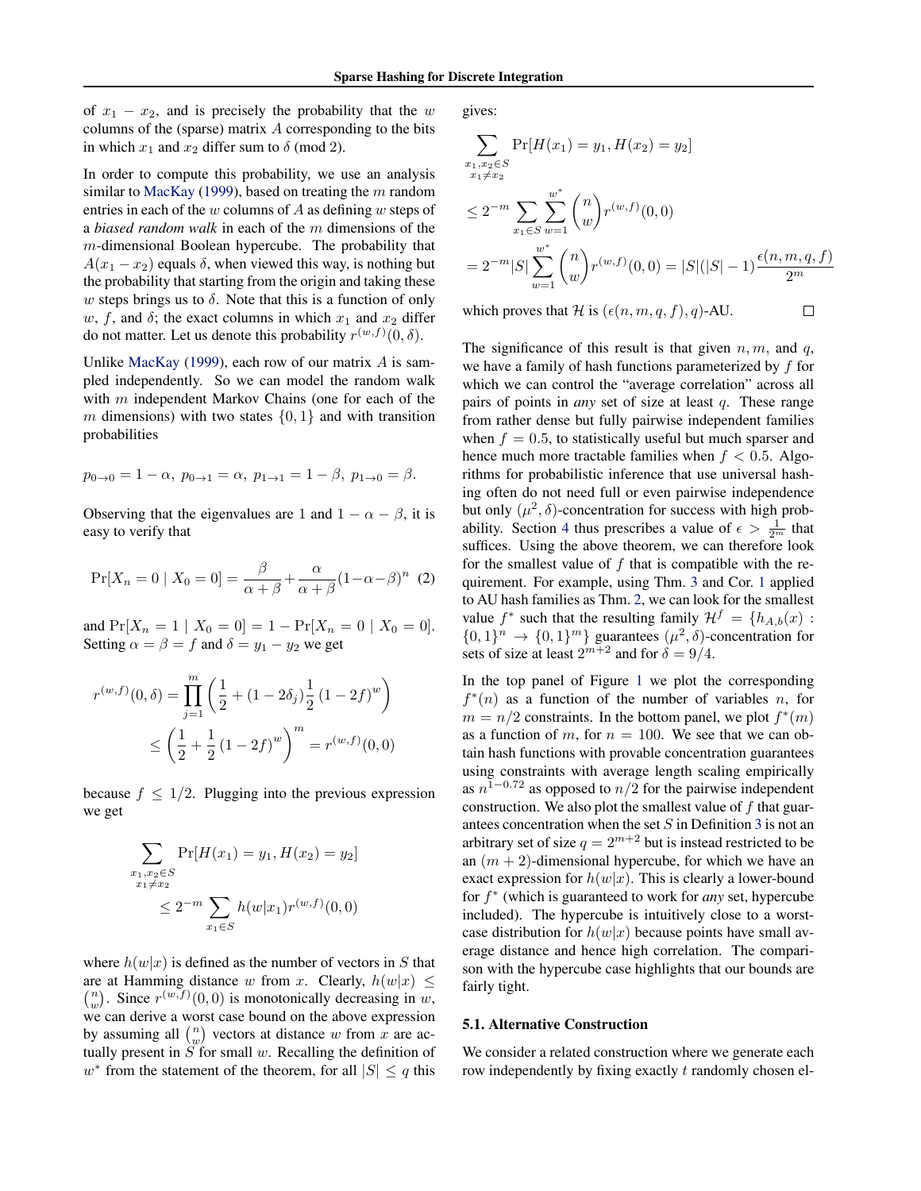of $x_1 - x_2$, and is precisely the probability that the $w$ columns of the (sparse) matrix $A$ corresponding to the bits in which $x_1$ and $x_2$ differ sum to $\delta$ (mod 2).

In order to compute this probability, we use an analysis similar to MacKay (1999), based on treating the $m$ random entries in each of the $w$ columns of $A$ as defining $w$ steps of a *biased random walk* in each of the $m$ dimensions of the $m$-dimensional Boolean hypercube. The probability that $A(x_1 - x_2)$ equals $\delta$, when viewed this way, is nothing but the probability that starting from the origin and taking these $w$ steps brings us to $\delta$. Note that this is a function of only $w$, $f$, and $\delta$; the exact columns in which $x_1$ and $x_2$ differ do not matter. Let us denote this probability $r^{(w,f)}(0, \delta)$.

Unlike MacKay (1999), each row of our matrix $A$ is sampled independently. So we can model the random walk with $m$ independent Markov Chains (one for each of the $m$ dimensions) with two states $\{0, 1\}$ and with transition probabilities

$$p_{0\to 0} = 1 - \alpha,\ p_{0\to 1} = \alpha,\ p_{1\to 1} = 1 - \beta,\ p_{1\to 0} = \beta.$$

Observing that the eigenvalues are 1 and $1 - \alpha - \beta$, it is easy to verify that

$$\Pr[X_n = 0 \mid X_0 = 0] = \frac{\beta}{\alpha+\beta} + \frac{\alpha}{\alpha+\beta}(1-\alpha-\beta)^n \quad (2)$$

and $\Pr[X_n = 1 \mid X_0 = 0] = 1 - \Pr[X_n = 0 \mid X_0 = 0]$. Setting $\alpha = \beta = f$ and $\delta = y_1 - y_2$ we get

$$r^{(w,f)}(0, \delta) = \prod_{j=1}^{m} \left( \frac{1}{2} + (1 - 2\delta_j)\frac{1}{2}\left(1 - 2f\right)^w \right)$$
$$\leq \left( \frac{1}{2} + \frac{1}{2}\left(1 - 2f\right)^w \right)^m = r^{(w,f)}(0, 0)$$

because $f \leq 1/2$. Plugging into the previous expression we get

$$\sum_{\substack{x_1, x_2 \in S \\ x_1 \neq x_2}} \Pr[H(x_1) = y_1, H(x_2) = y_2]$$
$$\leq 2^{-m} \sum_{x_1 \in S} h(w|x_1) r^{(w,f)}(0, 0)$$

where $h(w|x)$ is defined as the number of vectors in $S$ that are at Hamming distance $w$ from $x$. Clearly, $h(w|x) \leq \binom{n}{w}$. Since $r^{(w,f)}(0, 0)$ is monotonically decreasing in $w$, we can derive a worst case bound on the above expression by assuming all $\binom{n}{w}$ vectors at distance $w$ from $x$ are actually present in $S$ for small $w$. Recalling the definition of $w^*$ from the statement of the theorem, for all $|S| \leq q$ this gives:

$$\sum_{\substack{x_1, x_2 \in S \\ x_1 \neq x_2}} \Pr[H(x_1) = y_1, H(x_2) = y_2]$$
$$\leq 2^{-m} \sum_{x_1 \in S} \sum_{w=1}^{w^*} \binom{n}{w} r^{(w,f)}(0, 0)$$
$$= 2^{-m} |S| \sum_{w=1}^{w^*} \binom{n}{w} r^{(w,f)}(0, 0) = |S|(|S| - 1)\frac{\epsilon(n, m, q, f)}{2^m}$$

which proves that $\mathcal{H}$ is $(\epsilon(n, m, q, f), q)$-AU. □

The significance of this result is that given $n, m$, and $q$, we have a family of hash functions parameterized by $f$ for which we can control the "average correlation" across all pairs of points in *any* set of size at least $q$. These range from rather dense but fully pairwise independent families when $f = 0.5$, to statistically useful but much sparser and hence much more tractable families when $f < 0.5$. Algorithms for probabilistic inference that use universal hashing often do not need full or even pairwise independence but only $(\mu^2, \delta)$-concentration for success with high probability. Section 4 thus prescribes a value of $\epsilon > \frac{1}{2^m}$ that suffices. Using the above theorem, we can therefore look for the smallest value of $f$ that is compatible with the requirement. For example, using Thm. 3 and Cor. 1 applied to AU hash families as Thm. 2, we can look for the smallest value $f^*$ such that the resulting family $\mathcal{H}^f = \{h_{A,b}(x) : \{0, 1\}^n \to \{0, 1\}^m\}$ guarantees $(\mu^2, \delta)$-concentration for sets of size at least $2^{m+2}$ and for $\delta = 9/4$.

In the top panel of Figure 1 we plot the corresponding $f^*(n)$ as a function of the number of variables $n$, for $m = n/2$ constraints. In the bottom panel, we plot $f^*(m)$ as a function of $m$, for $n = 100$. We see that we can obtain hash functions with provable concentration guarantees using constraints with average length scaling empirically as $n^{1-0.72}$ as opposed to $n/2$ for the pairwise independent construction. We also plot the smallest value of $f$ that guarantees concentration when the set $S$ in Definition 3 is not an arbitrary set of size $q = 2^{m+2}$ but is instead restricted to be an $(m + 2)$-dimensional hypercube, for which we have an exact expression for $h(w|x)$. This is clearly a lower-bound for $f^*$ (which is guaranteed to work for *any* set, hypercube included). The hypercube is intuitively close to a worst-case distribution for $h(w|x)$ because points have small average distance and hence high correlation. The comparison with the hypercube case highlights that our bounds are fairly tight.

### 5.1. Alternative Construction

We consider a related construction where we generate each row independently by fixing exactly $t$ randomly chosen el-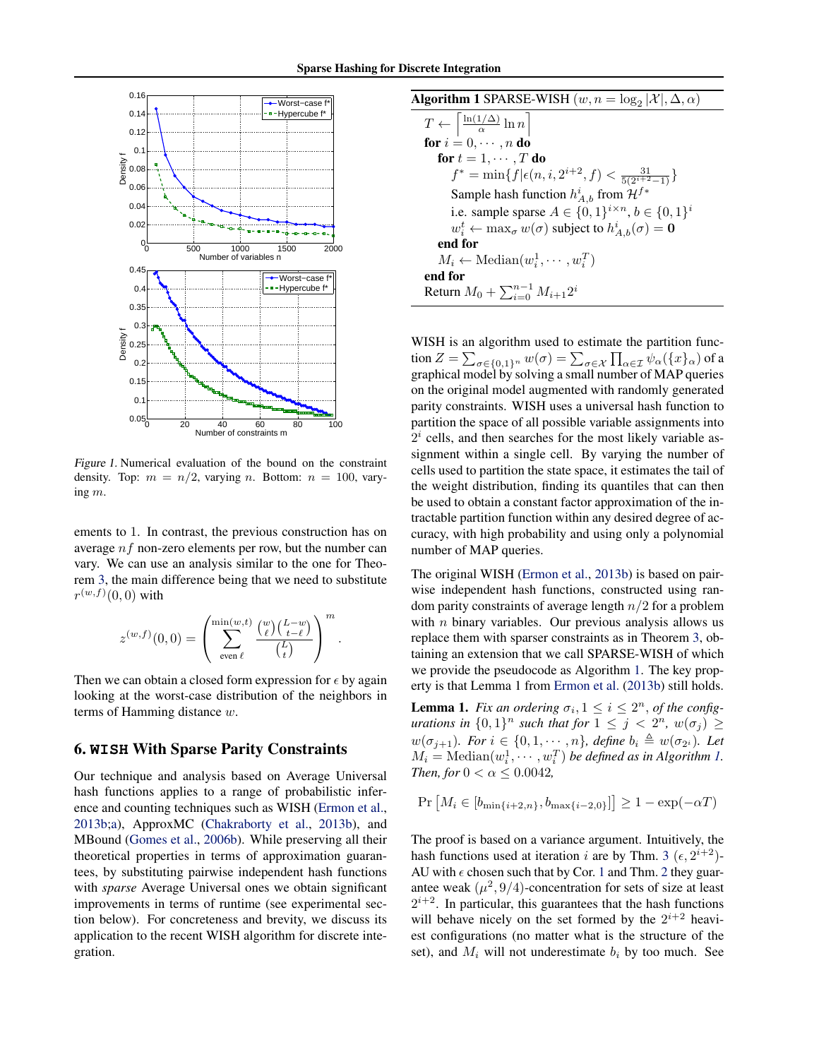Figure 1. Numerical evaluation of the bound on the constraint density. Top: $m = n/2$, varying $n$. Bottom: $n = 100$, varying $m$.

ements to 1. In contrast, the previous construction has on average $nf$ non-zero elements per row, but the number can vary. We can use an analysis similar to the one for Theorem 3, the main difference being that we need to substitute $r^{(w,f)}(0,0)$ with

$$z^{(w,f)}(0,0) = \left( \sum_{\text{even } \ell}^{\min(w,t)} \frac{\binom{w}{\ell}\binom{L-w}{t-\ell}}{\binom{L}{t}} \right)^m .$$

Then we can obtain a closed form expression for $\epsilon$ by again looking at the worst-case distribution of the neighbors in terms of Hamming distance $w$.

## 6. WISH With Sparse Parity Constraints

Our technique and analysis based on Average Universal hash functions applies to a range of probabilistic inference and counting techniques such as WISH (Ermon et al., 2013b;a), ApproxMC (Chakraborty et al., 2013b), and MBound (Gomes et al., 2006b). While preserving all their theoretical properties in terms of approximation guarantees, by substituting pairwise independent hash functions with *sparse* Average Universal ones we obtain significant improvements in terms of runtime (see experimental section below). For concreteness and brevity, we discuss its application to the recent WISH algorithm for discrete integration.

**Algorithm 1** SPARSE-WISH $(w, n = \log_2 |\mathcal{X}|, \Delta, \alpha)$

```
T ← ⌈ (ln(1/Δ)/α) ln n ⌉
for i = 0, ..., n do
    for t = 1, ..., T do
        f* = min{ f | ε(n, i, 2^{i+2}, f) < 31 / (5(2^{i+2} − 1)) }
        Sample hash function h^i_{A,b} from H^{f*}
        i.e. sample sparse A ∈ {0,1}^{i×n}, b ∈ {0,1}^i
        w^t_i ← max_σ w(σ) subject to h^i_{A,b}(σ) = 0
    end for
    M_i ← Median(w^1_i, ..., w^T_i)
end for
Return M_0 + Σ_{i=0}^{n−1} M_{i+1} 2^i
```

WISH is an algorithm used to estimate the partition function $Z = \sum_{\sigma \in \{0,1\}^n} w(\sigma) = \sum_{\sigma \in \mathcal{X}} \prod_{\alpha \in \mathcal{I}} \psi_\alpha(\{x\}_\alpha)$ of a graphical model by solving a small number of MAP queries on the original model augmented with randomly generated parity constraints. WISH uses a universal hash function to partition the space of all possible variable assignments into $2^i$ cells, and then searches for the most likely variable assignment within a single cell. By varying the number of cells used to partition the state space, it estimates the tail of the weight distribution, finding its quantiles that can then be used to obtain a constant factor approximation of the intractable partition function within any desired degree of accuracy, with high probability and using only a polynomial number of MAP queries.

The original WISH (Ermon et al., 2013b) is based on pairwise independent hash functions, constructed using random parity constraints of average length $n/2$ for a problem with $n$ binary variables. Our previous analysis allows us replace them with sparser constraints as in Theorem 3, obtaining an extension that we call SPARSE-WISH of which we provide the pseudocode as Algorithm 1. The key property is that Lemma 1 from Ermon et al. (2013b) still holds.

**Lemma 1.** *Fix an ordering $\sigma_i, 1 \leq i \leq 2^n$, of the configurations in $\{0,1\}^n$ such that for $1 \leq j < 2^n$, $w(\sigma_j) \geq w(\sigma_{j+1})$. For $i \in \{0, 1, \cdots, n\}$, define $b_i \triangleq w(\sigma_{2^i})$. Let $M_i = \text{Median}(w_i^1, \cdots, w_i^T)$ be defined as in Algorithm 1. Then, for $0 < \alpha \leq 0.0042$,*

$$\Pr\left[M_i \in [b_{\min\{i+2,n\}}, b_{\max\{i-2,0\}}]\right] \geq 1 - \exp(-\alpha T)$$

The proof is based on a variance argument. Intuitively, the hash functions used at iteration $i$ are by Thm. 3 $(\epsilon, 2^{i+2})$-AU with $\epsilon$ chosen such that by Cor. 1 and Thm. 2 they guarantee weak $(\mu^2, 9/4)$-concentration for sets of size at least $2^{i+2}$. In particular, this guarantees that the hash functions will behave nicely on the set formed by the $2^{i+2}$ heaviest configurations (no matter what is the structure of the set), and $M_i$ will not underestimate $b_i$ by too much. See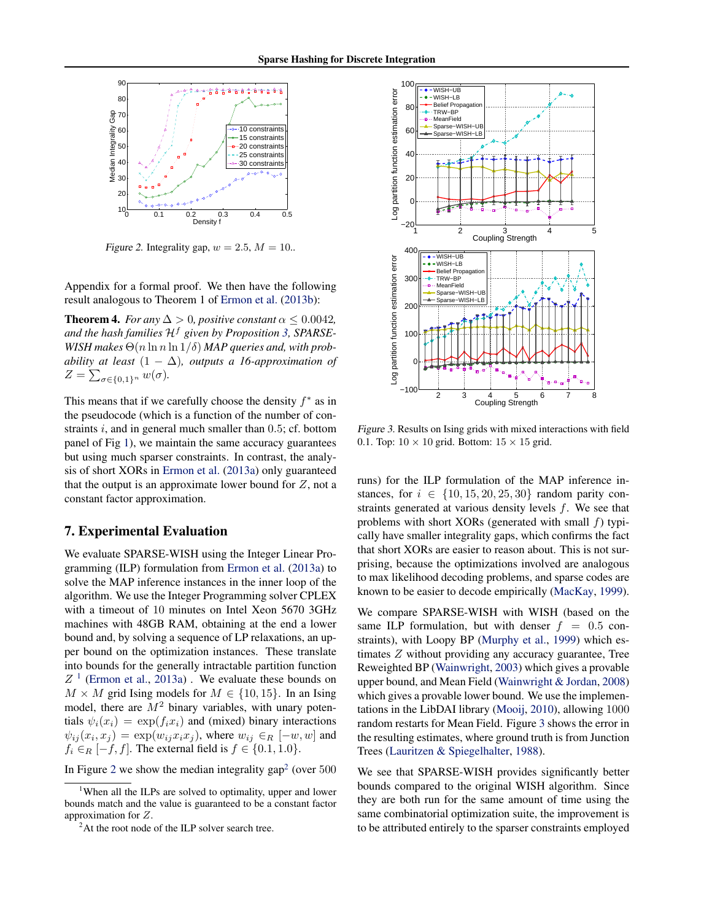Figure 2. Integrality gap, $w = 2.5$, $M = 10$..

Appendix for a formal proof. We then have the following result analogous to Theorem 1 of Ermon et al. (2013b):

**Theorem 4.** *For any $\Delta > 0$, positive constant $\alpha \leq 0.0042$, and the hash families $\mathcal{H}^f$ given by Proposition 3, SPARSE-WISH makes $\Theta(n \ln n \ln 1/\delta)$ MAP queries and, with probability at least $(1 - \Delta)$, outputs a 16-approximation of $Z = \sum_{\sigma \in \{0,1\}^n} w(\sigma)$.*

This means that if we carefully choose the density $f^*$ as in the pseudocode (which is a function of the number of constraints $i$, and in general much smaller than $0.5$; cf. bottom panel of Fig 1), we maintain the same accuracy guarantees but using much sparser constraints. In contrast, the analysis of short XORs in Ermon et al. (2013a) only guaranteed that the output is an approximate lower bound for $Z$, not a constant factor approximation.

## 7. Experimental Evaluation

We evaluate SPARSE-WISH using the Integer Linear Programming (ILP) formulation from Ermon et al. (2013a) to solve the MAP inference instances in the inner loop of the algorithm. We use the Integer Programming solver CPLEX with a timeout of 10 minutes on Intel Xeon 5670 3GHz machines with 48GB RAM, obtaining at the end a lower bound and, by solving a sequence of LP relaxations, an upper bound on the optimization instances. These translate into bounds for the generally intractable partition function $Z$ [1] (Ermon et al., 2013a) . We evaluate these bounds on $M \times M$ grid Ising models for $M \in \{10, 15\}$. In an Ising model, there are $M^2$ binary variables, with unary potentials $\psi_i(x_i) = \exp(f_i x_i)$ and (mixed) binary interactions $\psi_{ij}(x_i, x_j) = \exp(w_{ij} x_i x_j)$, where $w_{ij} \in_R [-w, w]$ and $f_i \in_R [-f, f]$. The external field is $f \in \{0.1, 1.0\}$.

In Figure 2 we show the median integrality gap[2] (over 500 runs) for the ILP formulation of the MAP inference instances, for $i \in \{10, 15, 20, 25, 30\}$ random parity constraints generated at various density levels $f$. We see that problems with short XORs (generated with small $f$) typically have smaller integrality gaps, which confirms the fact that short XORs are easier to reason about. This is not surprising, because the optimizations involved are analogous to max likelihood decoding problems, and sparse codes are known to be easier to decode empirically (MacKay, 1999).

We compare SPARSE-WISH with WISH (based on the same ILP formulation, but with denser $f = 0.5$ constraints), with Loopy BP (Murphy et al., 1999) which estimates $Z$ without providing any accuracy guarantee, Tree Reweighted BP (Wainwright, 2003) which gives a provable upper bound, and Mean Field (Wainwright & Jordan, 2008) which gives a provable lower bound. We use the implementations in the LibDAI library (Mooij, 2010), allowing 1000 random restarts for Mean Field. Figure 3 shows the error in the resulting estimates, where ground truth is from Junction Trees (Lauritzen & Spiegelhalter, 1988).

Figure 3. Results on Ising grids with mixed interactions with field 0.1. Top: $10 \times 10$ grid. Bottom: $15 \times 15$ grid.

We see that SPARSE-WISH provides significantly better bounds compared to the original WISH algorithm. Since they are both run for the same amount of time using the same combinatorial optimization suite, the improvement is to be attributed entirely to the sparser constraints employed

[1] When all the ILPs are solved to optimality, upper and lower bounds match and the value is guaranteed to be a constant factor approximation for $Z$.

[2] At the root node of the ILP solver search tree.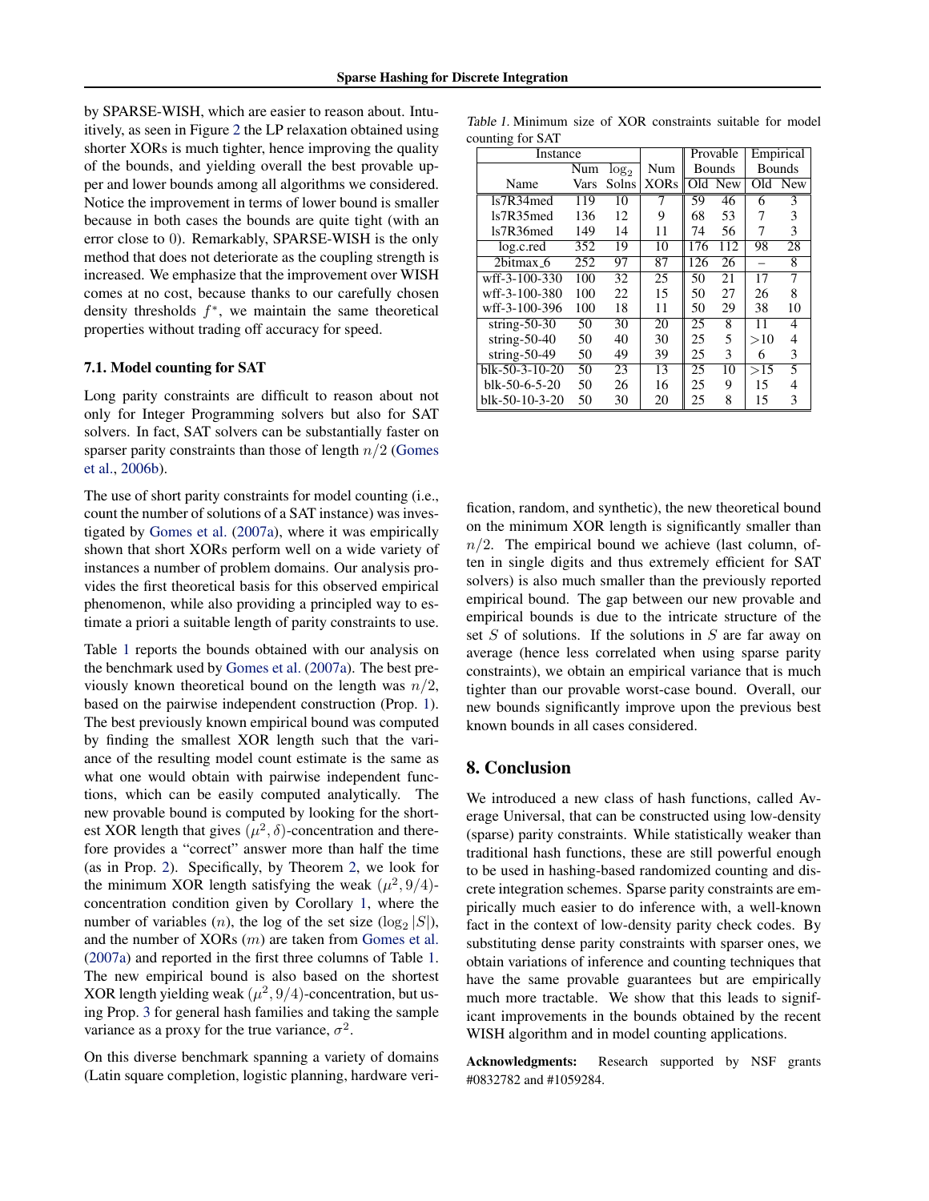by SPARSE-WISH, which are easier to reason about. Intuitively, as seen in Figure 2 the LP relaxation obtained using shorter XORs is much tighter, hence improving the quality of the bounds, and yielding overall the best provable upper and lower bounds among all algorithms we considered. Notice the improvement in terms of lower bound is smaller because in both cases the bounds are quite tight (with an error close to 0). Remarkably, SPARSE-WISH is the only method that does not deteriorate as the coupling strength is increased. We emphasize that the improvement over WISH comes at no cost, because thanks to our carefully chosen density thresholds $f^*$, we maintain the same theoretical properties without trading off accuracy for speed.

### 7.1. Model counting for SAT

Long parity constraints are difficult to reason about not only for Integer Programming solvers but also for SAT solvers. In fact, SAT solvers can be substantially faster on sparser parity constraints than those of length $n/2$ (Gomes et al., 2006b).

The use of short parity constraints for model counting (i.e., count the number of solutions of a SAT instance) was investigated by Gomes et al. (2007a), where it was empirically shown that short XORs perform well on a wide variety of instances a number of problem domains. Our analysis provides the first theoretical basis for this observed empirical phenomenon, while also providing a principled way to estimate a priori a suitable length of parity constraints to use.

Table 1 reports the bounds obtained with our analysis on the benchmark used by Gomes et al. (2007a). The best previously known theoretical bound on the length was $n/2$, based on the pairwise independent construction (Prop. 1). The best previously known empirical bound was computed by finding the smallest XOR length such that the variance of the resulting model count estimate is the same as what one would obtain with pairwise independent functions, which can be easily computed analytically. The new provable bound is computed by looking for the shortest XOR length that gives $(\mu^2, \delta)$-concentration and therefore provides a "correct" answer more than half the time (as in Prop. 2). Specifically, by Theorem 2, we look for the minimum XOR length satisfying the weak $(\mu^2, 9/4)$-concentration condition given by Corollary 1, where the number of variables ($n$), the log of the set size ($\log_2 |S|$), and the number of XORs ($m$) are taken from Gomes et al. (2007a) and reported in the first three columns of Table 1. The new empirical bound is also based on the shortest XOR length yielding weak $(\mu^2, 9/4)$-concentration, but using Prop. 3 for general hash families and taking the sample variance as a proxy for the true variance, $\sigma^2$.

On this diverse benchmark spanning a variety of domains (Latin square completion, logistic planning, hardware verification, random, and synthetic), the new theoretical bound on the minimum XOR length is significantly smaller than $n/2$. The empirical bound we achieve (last column, often in single digits and thus extremely efficient for SAT solvers) is also much smaller than the previously reported empirical bound. The gap between our new provable and empirical bounds is due to the intricate structure of the set $S$ of solutions. If the solutions in $S$ are far away on average (hence less correlated when using sparse parity constraints), we obtain an empirical variance that is much tighter than our provable worst-case bound. Overall, our new bounds significantly improve upon the previous best known bounds in all cases considered.

Table 1. Minimum size of XOR constraints suitable for model counting for SAT

| Instance | | | | Provable Bounds | | Empirical Bounds | |
|---|---|---|---|---|---|---|---|
| Name | Num Vars | $\log_2$ Solns | Num XORs | Old | New | Old | New |
| ls7R34med | 119 | 10 | 7 | 59 | 46 | 6 | 3 |
| ls7R35med | 136 | 12 | 9 | 68 | 53 | 7 | 3 |
| ls7R36med | 149 | 14 | 11 | 74 | 56 | 7 | 3 |
| log.c.red | 352 | 19 | 10 | 176 | 112 | 98 | 28 |
| 2bitmax_6 | 252 | 97 | 87 | 126 | 26 | – | 8 |
| wff-3-100-330 | 100 | 32 | 25 | 50 | 21 | 17 | 7 |
| wff-3-100-380 | 100 | 22 | 15 | 50 | 27 | 26 | 8 |
| wff-3-100-396 | 100 | 18 | 11 | 50 | 29 | 38 | 10 |
| string-50-30 | 50 | 30 | 20 | 25 | 8 | 11 | 4 |
| string-50-40 | 50 | 40 | 30 | 25 | 5 | >10 | 4 |
| string-50-49 | 50 | 49 | 39 | 25 | 3 | 6 | 3 |
| blk-50-3-10-20 | 50 | 23 | 13 | 25 | 10 | >15 | 5 |
| blk-50-6-5-20 | 50 | 26 | 16 | 25 | 9 | 15 | 4 |
| blk-50-10-3-20 | 50 | 30 | 20 | 25 | 8 | 15 | 3 |

## 8. Conclusion

We introduced a new class of hash functions, called Average Universal, that can be constructed using low-density (sparse) parity constraints. While statistically weaker than traditional hash functions, these are still powerful enough to be used in hashing-based randomized counting and discrete integration schemes. Sparse parity constraints are empirically much easier to do inference with, a well-known fact in the context of low-density parity check codes. By substituting dense parity constraints with sparser ones, we obtain variations of inference and counting techniques that have the same provable guarantees but are empirically much more tractable. We show that this leads to significant improvements in the bounds obtained by the recent WISH algorithm and in model counting applications.

**Acknowledgments:** Research supported by NSF grants #0832782 and #1059284.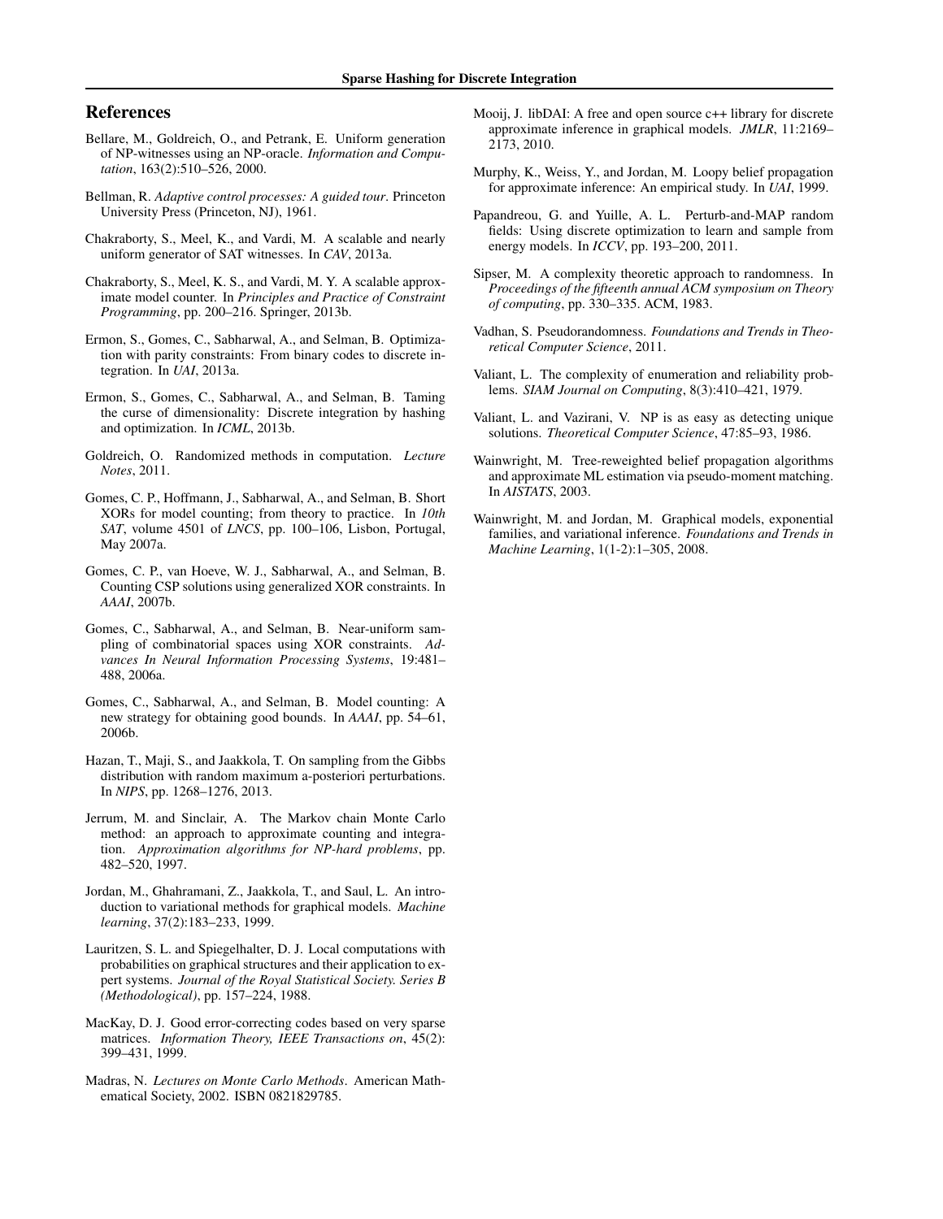## References

Bellare, M., Goldreich, O., and Petrank, E. Uniform generation of NP-witnesses using an NP-oracle. *Information and Computation*, 163(2):510–526, 2000.

Bellman, R. *Adaptive control processes: A guided tour*. Princeton University Press (Princeton, NJ), 1961.

Chakraborty, S., Meel, K., and Vardi, M. A scalable and nearly uniform generator of SAT witnesses. In *CAV*, 2013a.

Chakraborty, S., Meel, K. S., and Vardi, M. Y. A scalable approximate model counter. In *Principles and Practice of Constraint Programming*, pp. 200–216. Springer, 2013b.

Ermon, S., Gomes, C., Sabharwal, A., and Selman, B. Optimization with parity constraints: From binary codes to discrete integration. In *UAI*, 2013a.

Ermon, S., Gomes, C., Sabharwal, A., and Selman, B. Taming the curse of dimensionality: Discrete integration by hashing and optimization. In *ICML*, 2013b.

Goldreich, O. Randomized methods in computation. *Lecture Notes*, 2011.

Gomes, C. P., Hoffmann, J., Sabharwal, A., and Selman, B. Short XORs for model counting; from theory to practice. In *10th SAT*, volume 4501 of *LNCS*, pp. 100–106, Lisbon, Portugal, May 2007a.

Gomes, C. P., van Hoeve, W. J., Sabharwal, A., and Selman, B. Counting CSP solutions using generalized XOR constraints. In *AAAI*, 2007b.

Gomes, C., Sabharwal, A., and Selman, B. Near-uniform sampling of combinatorial spaces using XOR constraints. *Advances In Neural Information Processing Systems*, 19:481–488, 2006a.

Gomes, C., Sabharwal, A., and Selman, B. Model counting: A new strategy for obtaining good bounds. In *AAAI*, pp. 54–61, 2006b.

Hazan, T., Maji, S., and Jaakkola, T. On sampling from the Gibbs distribution with random maximum a-posteriori perturbations. In *NIPS*, pp. 1268–1276, 2013.

Jerrum, M. and Sinclair, A. The Markov chain Monte Carlo method: an approach to approximate counting and integration. *Approximation algorithms for NP-hard problems*, pp. 482–520, 1997.

Jordan, M., Ghahramani, Z., Jaakkola, T., and Saul, L. An introduction to variational methods for graphical models. *Machine learning*, 37(2):183–233, 1999.

Lauritzen, S. L. and Spiegelhalter, D. J. Local computations with probabilities on graphical structures and their application to expert systems. *Journal of the Royal Statistical Society. Series B (Methodological)*, pp. 157–224, 1988.

MacKay, D. J. Good error-correcting codes based on very sparse matrices. *Information Theory, IEEE Transactions on*, 45(2): 399–431, 1999.

Madras, N. *Lectures on Monte Carlo Methods*. American Mathematical Society, 2002. ISBN 0821829785.

Mooij, J. libDAI: A free and open source c++ library for discrete approximate inference in graphical models. *JMLR*, 11:2169–2173, 2010.

Murphy, K., Weiss, Y., and Jordan, M. Loopy belief propagation for approximate inference: An empirical study. In *UAI*, 1999.

Papandreou, G. and Yuille, A. L. Perturb-and-MAP random fields: Using discrete optimization to learn and sample from energy models. In *ICCV*, pp. 193–200, 2011.

Sipser, M. A complexity theoretic approach to randomness. In *Proceedings of the fifteenth annual ACM symposium on Theory of computing*, pp. 330–335. ACM, 1983.

Vadhan, S. Pseudorandomness. *Foundations and Trends in Theoretical Computer Science*, 2011.

Valiant, L. The complexity of enumeration and reliability problems. *SIAM Journal on Computing*, 8(3):410–421, 1979.

Valiant, L. and Vazirani, V. NP is as easy as detecting unique solutions. *Theoretical Computer Science*, 47:85–93, 1986.

Wainwright, M. Tree-reweighted belief propagation algorithms and approximate ML estimation via pseudo-moment matching. In *AISTATS*, 2003.

Wainwright, M. and Jordan, M. Graphical models, exponential families, and variational inference. *Foundations and Trends in Machine Learning*, 1(1-2):1–305, 2008.